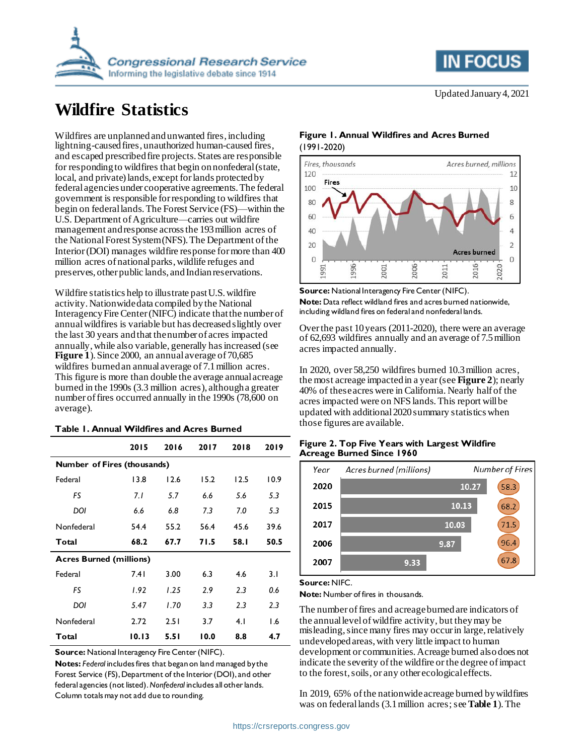# Wildfire Statistics

Updated January 4, 2021

Wildfires are unplanned and unwanted fires, including lightning-caused fires, unauthorized human-caused fires, and escaped prescribed fire projects. States are responsible for responding to wildfires that begin on nonfederal (state, local, and private) lands, except for lands protected by federal agencies under cooperative agreements. The federal government is responsible for responding to wildfires that begin on federal lands. The Forest Service (FS)—within the U.S. Department of Agriculture—carries out wildfire management and response across the 193 million acres of the National Forest System (NFS). The Department of the Interior (DOI) manages wildfire response for more than 400 million acres of national parks, wildlife refuges and preserves, other public lands, and Indian reservations.

Wildfire statistics help to illustrate past U.S. wildfire activity. Nationwide data compiled by the National Interagency Fire Center (NIFC) indicate that the number of annual wildfires is variable but has decreased slightly over the last 30 years and that the number of acres impacted annually, while also variable, generally has increased (see **Figure 1**). Since 2000, an annual average of 70,685 wildfires burned an annual average of 7.1 million acres. This figure is more than double the average annual acreage burned in the 1990s (3.3 million acres), although a greater number of fires occurred annually in the 1990s (78,600 on average).

**Table 1. Annual Wildfires and Acres Burned**

| | 2015 | 2016 | 2017 | 2018 | 2019 |
|---|---|---|---|---|---|
| **Number of Fires (thousands)** | | | | | |
| Federal | 13.8 | 12.6 | 15.2 | 12.5 | 10.9 |
| *FS* | *7.1* | *5.7* | *6.6* | *5.6* | *5.3* |
| *DOI* | *6.6* | *6.8* | *7.3* | *7.0* | *5.3* |
| Nonfederal | 54.4 | 55.2 | 56.4 | 45.6 | 39.6 |
| **Total** | **68.2** | **67.7** | **71.5** | **58.1** | **50.5** |
| **Acres Burned (millions)** | | | | | |
| Federal | 7.41 | 3.00 | 6.3 | 4.6 | 3.1 |
| *FS* | *1.92* | *1.25* | *2.9* | *2.3* | *0.6* |
| *DOI* | *5.47* | *1.70* | *3.3* | *2.3* | *2.3* |
| Nonfederal | 2.72 | 2.51 | 3.7 | 4.1 | 1.6 |
| **Total** | **10.13** | **5.51** | **10.0** | **8.8** | **4.7** |

**Source:** National Interagency Fire Center (NIFC).

**Notes:** *Federal* includes fires that began on land managed by the Forest Service (FS), Department of the Interior (DOI), and other federal agencies (not listed). *Nonfederal* includes all other lands. Column totals may not add due to rounding.

**Figure 1. Annual Wildfires and Acres Burned (1991-2020)**

Fires, thousands
Acres burned, millions
120 100 80 60 40 20 0
12 10 8 6 4 2 0
Fires
Acres burned
1991 1996 2001 2006 2011 2016 2020

**Source:** National Interagency Fire Center (NIFC).

**Note:** Data reflect wildland fires and acres burned nationwide, including wildland fires on federal and nonfederal lands.

Over the past 10 years (2011-2020), there were an average of 62,693 wildfires annually and an average of 7.5 million acres impacted annually.

In 2020, over 58,250 wildfires burned 10.3 million acres, the most acreage impacted in a year (see **Figure 2**); nearly 40% of these acres were in California. Nearly half of the acres impacted were on NFS lands. This report will be updated with additional 2020 summary statistics when those figures are available.

**Figure 2. Top Five Years with Largest Wildfire Acreage Burned Since 1960**

Year
Acres burned (millions)
Number of Fires
2020 10.27 58.3
2015 10.13 68.2
2017 10.03 71.5
2006 9.87 96.4
2007 9.33 67.8

**Source:** NIFC.

**Note:** Number of fires in thousands.

The number of fires and acreage burned are indicators of the annual level of wildfire activity, but they may be misleading, since many fires may occur in large, relatively undeveloped areas, with very little impact to human development or communities. Acreage burned also does not indicate the severity of the wildfire or the degree of impact to the forest, soils, or any other ecological effects.

In 2019, 65% of the nationwide acreage burned by wildfires was on federal lands (3.1 million acres; see **Table 1**). The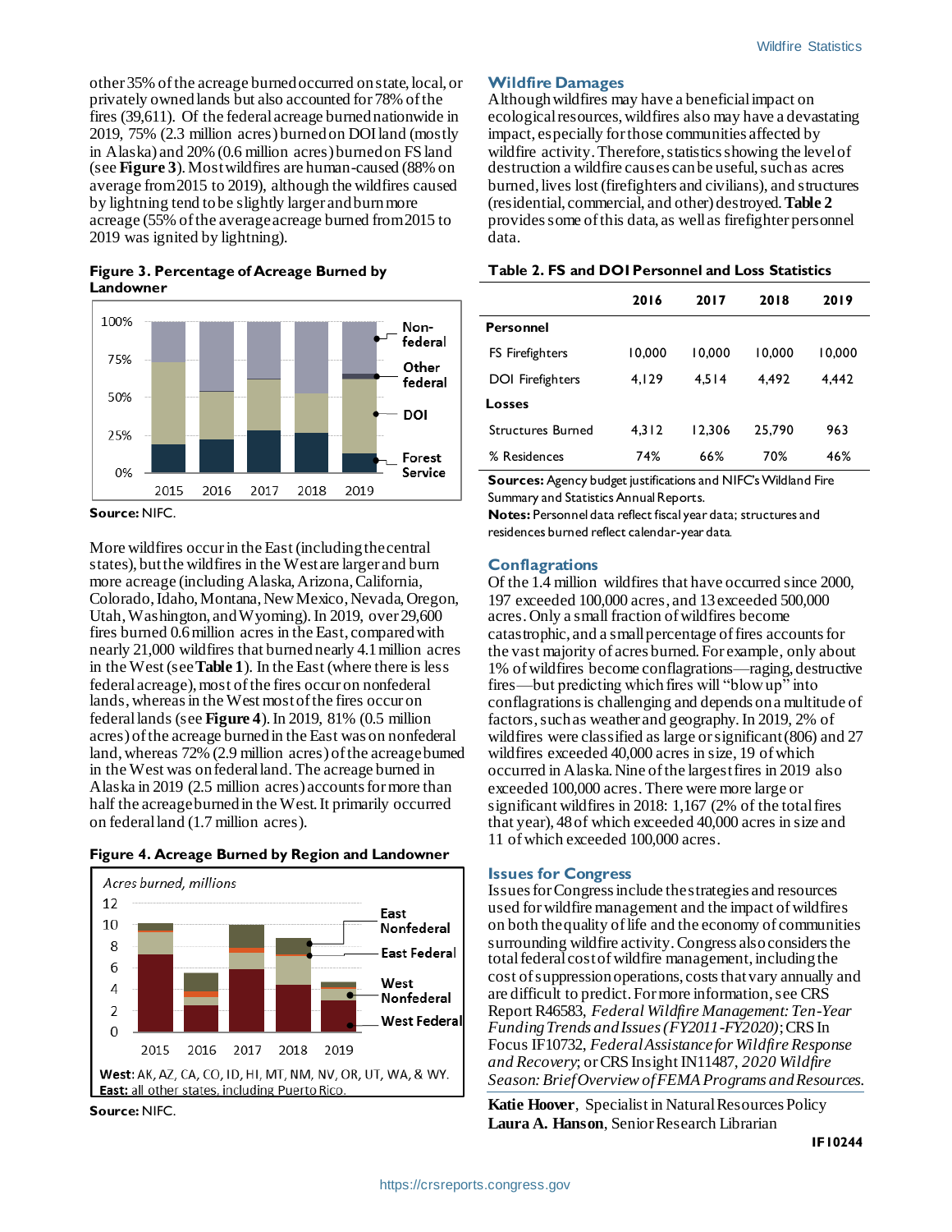other 35% of the acreage burned occurred on state, local, or privately owned lands but also accounted for 78% of the fires (39,611). Of the federal acreage burned nationwide in 2019, 75% (2.3 million acres) burned on DOI land (mostly in Alaska) and 20% (0.6 million acres) burned on FS land (see **Figure 3**). Most wildfires are human-caused (88% on average from 2015 to 2019), although the wildfires caused by lightning tend to be slightly larger and burn more acreage (55% of the average acreage burned from 2015 to 2019 was ignited by lightning).

**Figure 3. Percentage of Acreage Burned by Landowner**

100%
75%
50%
25%
0%
2015
2016
2017
2018
2019
Non-federal
Other federal
DOI
Forest Service

**Source:** NIFC.

More wildfires occur in the East (including the central states), but the wildfires in the West are larger and burn more acreage (including Alaska, Arizona, California, Colorado, Idaho, Montana, New Mexico, Nevada, Oregon, Utah, Washington, and Wyoming). In 2019, over 29,600 fires burned 0.6 million acres in the East, compared with nearly 21,000 wildfires that burned nearly 4.1 million acres in the West (see **Table 1**). In the East (where there is less federal acreage), most of the fires occur on nonfederal lands, whereas in the West most of the fires occur on federal lands (see **Figure 4**). In 2019, 81% (0.5 million acres) of the acreage burned in the East was on nonfederal land, whereas 72% (2.9 million acres) of the acreage burned in the West was on federal land. The acreage burned in Alaska in 2019 (2.5 million acres) accounts for more than half the acreage burned in the West. It primarily occurred on federal land (1.7 million acres).

**Figure 4. Acreage Burned by Region and Landowner**

*Acres burned, millions*
12
10
8
6
4
2
0
2015
2016
2017
2018
2019
East Nonfederal
East Federal
West Nonfederal
West Federal

**West**: AK, AZ, CA, CO, ID, HI, MT, NM, NV, OR, UT, WA, & WY.
**East:** all other states, including Puerto Rico.

**Source:** NIFC.

## Wildfire Damages

Although wildfires may have a beneficial impact on ecological resources, wildfires also may have a devastating impact, especially for those communities affected by wildfire activity. Therefore, statistics showing the level of destruction a wildfire causes can be useful, such as acres burned, lives lost (firefighters and civilians), and structures (residential, commercial, and other) destroyed. **Table 2** provides some of this data, as well as firefighter personnel data.

**Table 2. FS and DOI Personnel and Loss Statistics**

| | 2016 | 2017 | 2018 | 2019 |
|---|---|---|---|---|
| **Personnel** | | | | |
| FS Firefighters | 10,000 | 10,000 | 10,000 | 10,000 |
| DOI Firefighters | 4,129 | 4,514 | 4,492 | 4,442 |
| **Losses** | | | | |
| Structures Burned | 4,312 | 12,306 | 25,790 | 963 |
| % Residences | 74% | 66% | 70% | 46% |

**Sources:** Agency budget justifications and NIFC's Wildland Fire Summary and Statistics Annual Reports.

**Notes:** Personnel data reflect fiscal year data; structures and residences burned reflect calendar-year data.

## Conflagrations

Of the 1.4 million wildfires that have occurred since 2000, 197 exceeded 100,000 acres, and 13 exceeded 500,000 acres. Only a small fraction of wildfires become catastrophic, and a small percentage of fires accounts for the vast majority of acres burned. For example, only about 1% of wildfires become conflagrations—raging, destructive fires—but predicting which fires will "blow up" into conflagrations is challenging and depends on a multitude of factors, such as weather and geography. In 2019, 2% of wildfires were classified as large or significant (806) and 27 wildfires exceeded 40,000 acres in size, 19 of which occurred in Alaska. Nine of the largest fires in 2019 also exceeded 100,000 acres. There were more large or significant wildfires in 2018: 1,167 (2% of the total fires that year), 48 of which exceeded 40,000 acres in size and 11 of which exceeded 100,000 acres.

## Issues for Congress

Issues for Congress include the strategies and resources used for wildfire management and the impact of wildfires on both the quality of life and the economy of communities surrounding wildfire activity. Congress also considers the total federal cost of wildfire management, including the cost of suppression operations, costs that vary annually and are difficult to predict. For more information, see CRS Report R46583, *Federal Wildfire Management: Ten-Year Funding Trends and Issues (FY2011-FY2020)*; CRS In Focus IF10732, *Federal Assistance for Wildfire Response and Recovery*; or CRS Insight IN11487, *2020 Wildfire Season: Brief Overview of FEMA Programs and Resources*.

**Katie Hoover**, Specialist in Natural Resources Policy
**Laura A. Hanson**, Senior Research Librarian

**IF10244**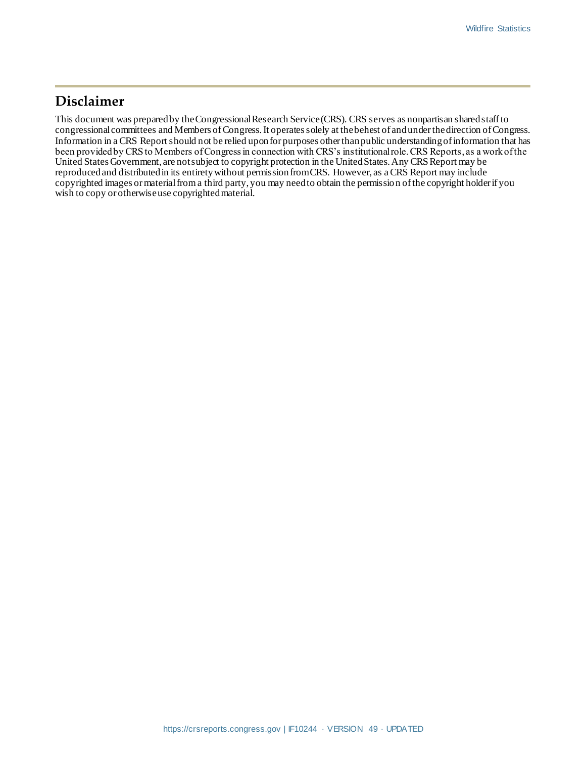## Disclaimer

This document was prepared by the Congressional Research Service (CRS). CRS serves as nonpartisan shared staff to congressional committees and Members of Congress. It operates solely at the behest of and under the direction of Congress. Information in a CRS Report should not be relied upon for purposes other than public understanding of information that has been provided by CRS to Members of Congress in connection with CRS's institutional role. CRS Reports, as a work of the United States Government, are not subject to copyright protection in the United States. Any CRS Report may be reproduced and distributed in its entirety without permission from CRS. However, as a CRS Report may include copyrighted images or material from a third party, you may need to obtain the permission of the copyright holder if you wish to copy or otherwise use copyrighted material.